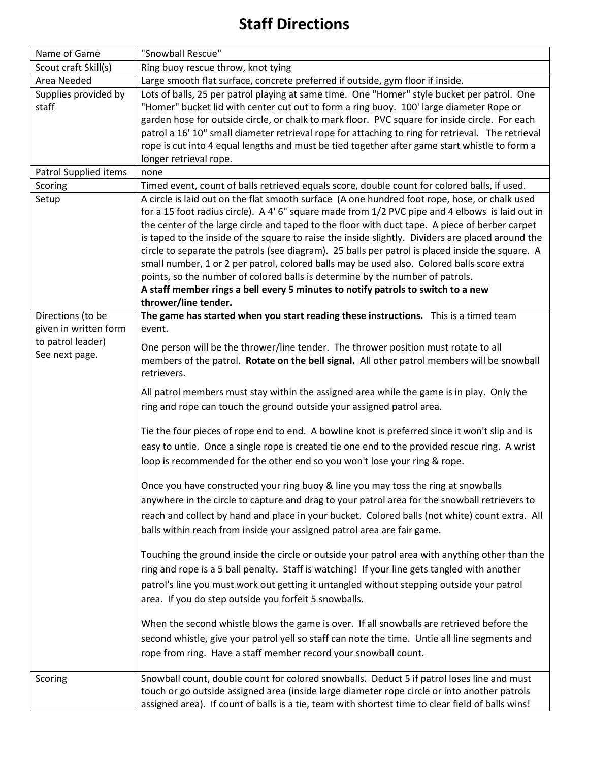# Staff Directions

| | |
|---|---|
| Name of Game | "Snowball Rescue" |
| Scout craft Skill(s) | Ring buoy rescue throw, knot tying |
| Area Needed | Large smooth flat surface, concrete preferred if outside, gym floor if inside. |
| Supplies provided by staff | Lots of balls, 25 per patrol playing at same time. One "Homer" style bucket per patrol. One "Homer" bucket lid with center cut out to form a ring buoy. 100' large diameter Rope or garden hose for outside circle, or chalk to mark floor. PVC square for inside circle. For each patrol a 16' 10" small diameter retrieval rope for attaching to ring for retrieval. The retrieval rope is cut into 4 equal lengths and must be tied together after game start whistle to form a longer retrieval rope. |
| Patrol Supplied items | none |
| Scoring | Timed event, count of balls retrieved equals score, double count for colored balls, if used. |
| Setup | A circle is laid out on the flat smooth surface (A one hundred foot rope, hose, or chalk used for a 15 foot radius circle). A 4' 6" square made from 1/2 PVC pipe and 4 elbows is laid out in the center of the large circle and taped to the floor with duct tape. A piece of berber carpet is taped to the inside of the square to raise the inside slightly. Dividers are placed around the circle to separate the patrols (see diagram). 25 balls per patrol is placed inside the square. A small number, 1 or 2 per patrol, colored balls may be used also. Colored balls score extra points, so the number of colored balls is determine by the number of patrols. **A staff member rings a bell every 5 minutes to notify patrols to switch to a new thrower/line tender.** |
| Directions (to be given in written form to patrol leader) See next page. | **The game has started when you start reading these instructions.** This is a timed team event.<br><br>One person will be the thrower/line tender. The thrower position must rotate to all members of the patrol. **Rotate on the bell signal.** All other patrol members will be snowball retrievers.<br><br>All patrol members must stay within the assigned area while the game is in play. Only the ring and rope can touch the ground outside your assigned patrol area.<br><br>Tie the four pieces of rope end to end. A bowline knot is preferred since it won't slip and is easy to untie. Once a single rope is created tie one end to the provided rescue ring. A wrist loop is recommended for the other end so you won't lose your ring & rope.<br><br>Once you have constructed your ring buoy & line you may toss the ring at snowballs anywhere in the circle to capture and drag to your patrol area for the snowball retrievers to reach and collect by hand and place in your bucket. Colored balls (not white) count extra. All balls within reach from inside your assigned patrol area are fair game.<br><br>Touching the ground inside the circle or outside your patrol area with anything other than the ring and rope is a 5 ball penalty. Staff is watching! If your line gets tangled with another patrol's line you must work out getting it untangled without stepping outside your patrol area. If you do step outside you forfeit 5 snowballs.<br><br>When the second whistle blows the game is over. If all snowballs are retrieved before the second whistle, give your patrol yell so staff can note the time. Untie all line segments and rope from ring. Have a staff member record your snowball count. |
| Scoring | Snowball count, double count for colored snowballs. Deduct 5 if patrol loses line and must touch or go outside assigned area (inside large diameter rope circle or into another patrols assigned area). If count of balls is a tie, team with shortest time to clear field of balls wins! |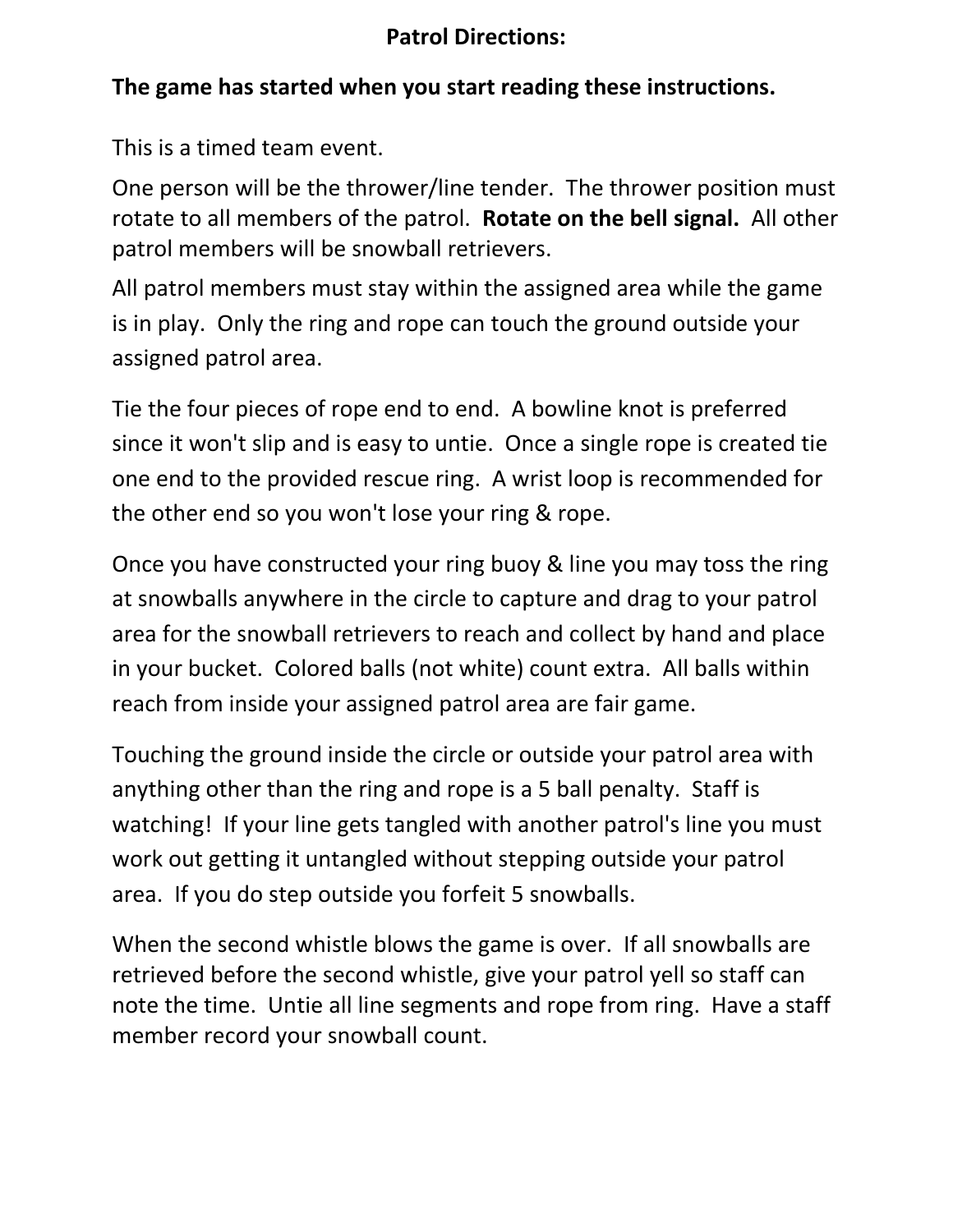**Patrol Directions:**

**The game has started when you start reading these instructions.**

This is a timed team event.

One person will be the thrower/line tender. The thrower position must rotate to all members of the patrol. **Rotate on the bell signal.** All other patrol members will be snowball retrievers.

All patrol members must stay within the assigned area while the game is in play. Only the ring and rope can touch the ground outside your assigned patrol area.

Tie the four pieces of rope end to end. A bowline knot is preferred since it won't slip and is easy to untie. Once a single rope is created tie one end to the provided rescue ring. A wrist loop is recommended for the other end so you won't lose your ring & rope.

Once you have constructed your ring buoy & line you may toss the ring at snowballs anywhere in the circle to capture and drag to your patrol area for the snowball retrievers to reach and collect by hand and place in your bucket. Colored balls (not white) count extra. All balls within reach from inside your assigned patrol area are fair game.

Touching the ground inside the circle or outside your patrol area with anything other than the ring and rope is a 5 ball penalty. Staff is watching! If your line gets tangled with another patrol's line you must work out getting it untangled without stepping outside your patrol area. If you do step outside you forfeit 5 snowballs.

When the second whistle blows the game is over. If all snowballs are retrieved before the second whistle, give your patrol yell so staff can note the time. Untie all line segments and rope from ring. Have a staff member record your snowball count.